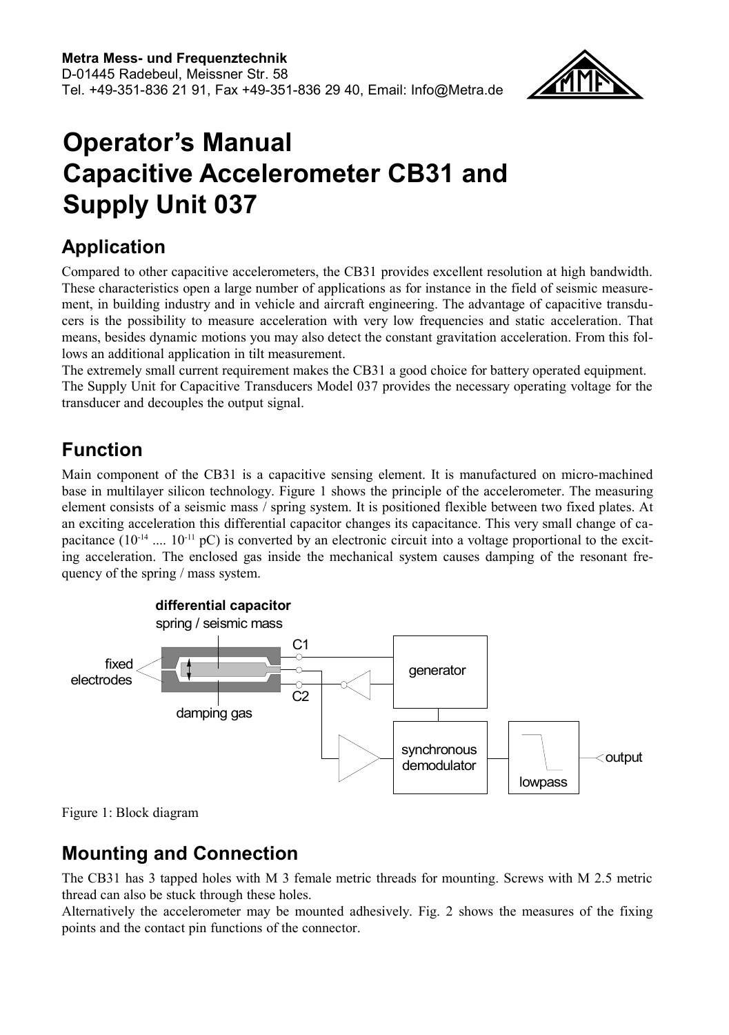Metra Mess- und Frequenztechnik
D-01445 Radebeul, Meissner Str. 58
Tel. +49-351-836 21 91, Fax +49-351-836 29 40, Email: Info@Metra.de

# Operator's Manual Capacitive Accelerometer CB31 and Supply Unit 037

## Application

Compared to other capacitive accelerometers, the CB31 provides excellent resolution at high bandwidth. These characteristics open a large number of applications as for instance in the field of seismic measurement, in building industry and in vehicle and aircraft engineering. The advantage of capacitive transducers is the possibility to measure acceleration with very low frequencies and static acceleration. That means, besides dynamic motions you may also detect the constant gravitation acceleration. From this follows an additional application in tilt measurement.
The extremely small current requirement makes the CB31 a good choice for battery operated equipment.
The Supply Unit for Capacitive Transducers Model 037 provides the necessary operating voltage for the transducer and decouples the output signal.

## Function

Main component of the CB31 is a capacitive sensing element. It is manufactured on micro-machined base in multilayer silicon technology. Figure 1 shows the principle of the accelerometer. The measuring element consists of a seismic mass / spring system. It is positioned flexible between two fixed plates. At an exciting acceleration this differential capacitor changes its capacitance. This very small change of capacitance ($10^{-14}$ .... $10^{-11}$ pC) is converted by an electronic circuit into a voltage proportional to the exciting acceleration. The enclosed gas inside the mechanical system causes damping of the resonant frequency of the spring / mass system.

Figure 1: Block diagram

## Mounting and Connection

The CB31 has 3 tapped holes with M 3 female metric threads for mounting. Screws with M 2.5 metric thread can also be stuck through these holes.
Alternatively the accelerometer may be mounted adhesively. Fig. 2 shows the measures of the fixing points and the contact pin functions of the connector.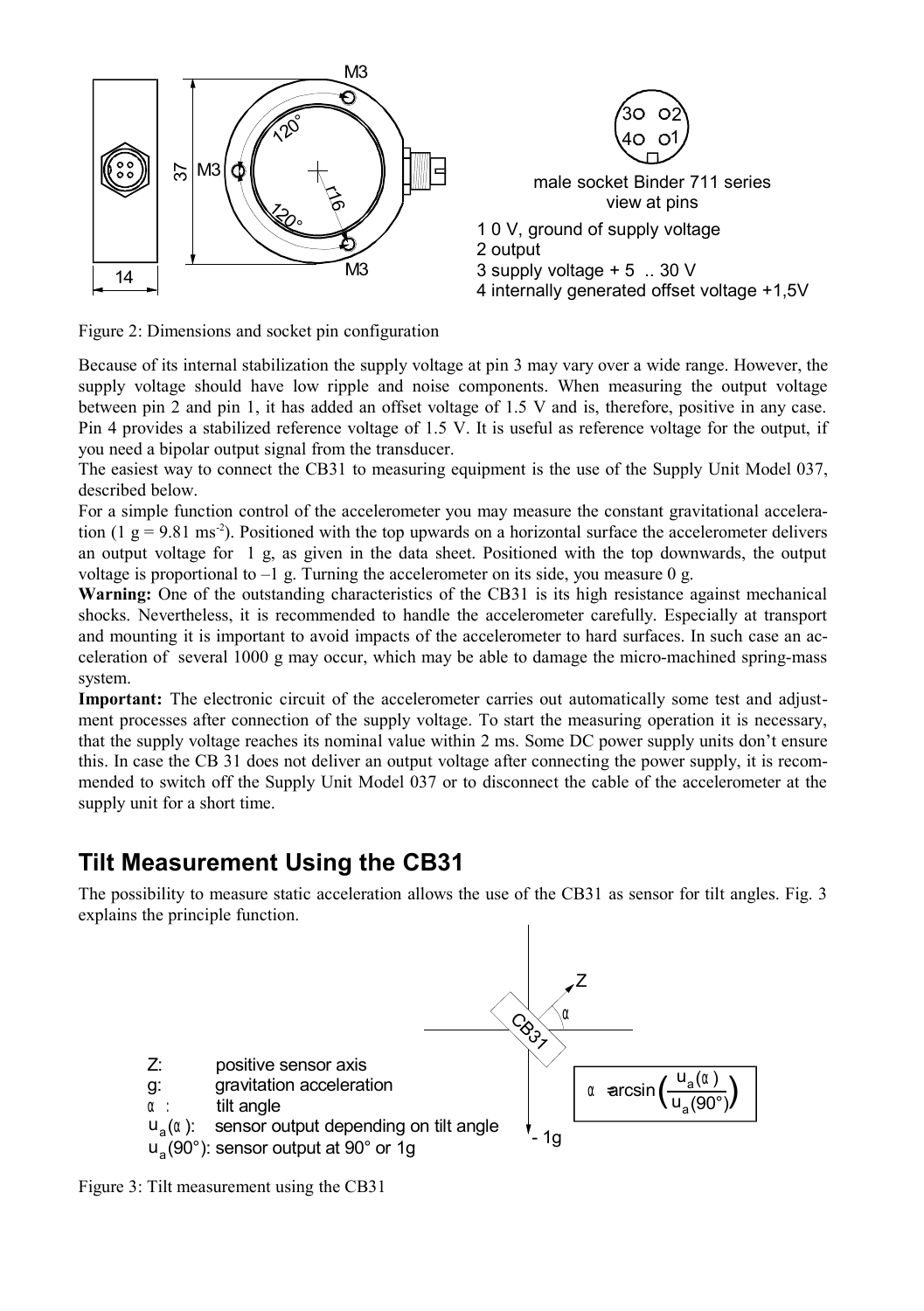1 0 V, ground of supply voltage
2 output
3 supply voltage + 5 .. 30 V
4 internally generated offset voltage +1,5V

male socket Binder 711 series
view at pins

Figure 2: Dimensions and socket pin configuration

Because of its internal stabilization the supply voltage at pin 3 may vary over a wide range. However, the supply voltage should have low ripple and noise components. When measuring the output voltage between pin 2 and pin 1, it has added an offset voltage of 1.5 V and is, therefore, positive in any case. Pin 4 provides a stabilized reference voltage of 1.5 V. It is useful as reference voltage for the output, if you need a bipolar output signal from the transducer.

The easiest way to connect the CB31 to measuring equipment is the use of the Supply Unit Model 037, described below.

For a simple function control of the accelerometer you may measure the constant gravitational acceleration ($1 \text{ g} = 9.81 \text{ ms}^{-2}$). Positioned with the top upwards on a horizontal surface the accelerometer delivers an output voltage for 1 g, as given in the data sheet. Positioned with the top downwards, the output voltage is proportional to –1 g. Turning the accelerometer on its side, you measure 0 g.

**Warning:** One of the outstanding characteristics of the CB31 is its high resistance against mechanical shocks. Nevertheless, it is recommended to handle the accelerometer carefully. Especially at transport and mounting it is important to avoid impacts of the accelerometer to hard surfaces. In such case an acceleration of several 1000 g may occur, which may be able to damage the micro-machined spring-mass system.

**Important:** The electronic circuit of the accelerometer carries out automatically some test and adjustment processes after connection of the supply voltage. To start the measuring operation it is necessary, that the supply voltage reaches its nominal value within 2 ms. Some DC power supply units don't ensure this. In case the CB 31 does not deliver an output voltage after connecting the power supply, it is recommended to switch off the Supply Unit Model 037 or to disconnect the cable of the accelerometer at the supply unit for a short time.

## Tilt Measurement Using the CB31

The possibility to measure static acceleration allows the use of the CB31 as sensor for tilt angles. Fig. 3 explains the principle function.

Z: positive sensor axis
g: gravitation acceleration
$\alpha$: tilt angle
$u_a(\alpha)$: sensor output depending on tilt angle
$u_a(90°)$: sensor output at 90° or 1g

$$\alpha = \arcsin\left(\frac{u_a(\alpha)}{u_a(90°)}\right)$$

Figure 3: Tilt measurement using the CB31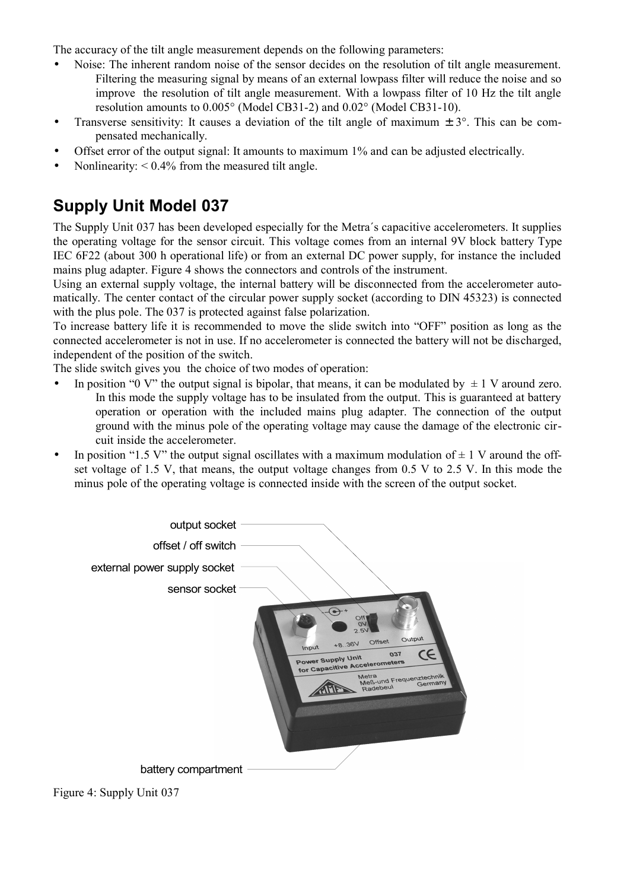The accuracy of the tilt angle measurement depends on the following parameters:

- Noise: The inherent random noise of the sensor decides on the resolution of tilt angle measurement. Filtering the measuring signal by means of an external lowpass filter will reduce the noise and so improve the resolution of tilt angle measurement. With a lowpass filter of 10 Hz the tilt angle resolution amounts to 0.005° (Model CB31-2) and 0.02° (Model CB31-10).
- Transverse sensitivity: It causes a deviation of the tilt angle of maximum ± 3°. This can be compensated mechanically.
- Offset error of the output signal: It amounts to maximum 1% and can be adjusted electrically.
- Nonlinearity: < 0.4% from the measured tilt angle.

## Supply Unit Model 037

The Supply Unit 037 has been developed especially for the Metra´s capacitive accelerometers. It supplies the operating voltage for the sensor circuit. This voltage comes from an internal 9V block battery Type IEC 6F22 (about 300 h operational life) or from an external DC power supply, for instance the included mains plug adapter. Figure 4 shows the connectors and controls of the instrument.

Using an external supply voltage, the internal battery will be disconnected from the accelerometer automatically. The center contact of the circular power supply socket (according to DIN 45323) is connected with the plus pole. The 037 is protected against false polarization.

To increase battery life it is recommended to move the slide switch into "OFF" position as long as the connected accelerometer is not in use. If no accelerometer is connected the battery will not be discharged, independent of the position of the switch.

The slide switch gives you the choice of two modes of operation:

- In position "0 V" the output signal is bipolar, that means, it can be modulated by ± 1 V around zero. In this mode the supply voltage has to be insulated from the output. This is guaranteed at battery operation or operation with the included mains plug adapter. The connection of the output ground with the minus pole of the operating voltage may cause the damage of the electronic circuit inside the accelerometer.
- In position "1.5 V" the output signal oscillates with a maximum modulation of ± 1 V around the offset voltage of 1.5 V, that means, the output voltage changes from 0.5 V to 2.5 V. In this mode the minus pole of the operating voltage is connected inside with the screen of the output socket.

Figure 4: Supply Unit 037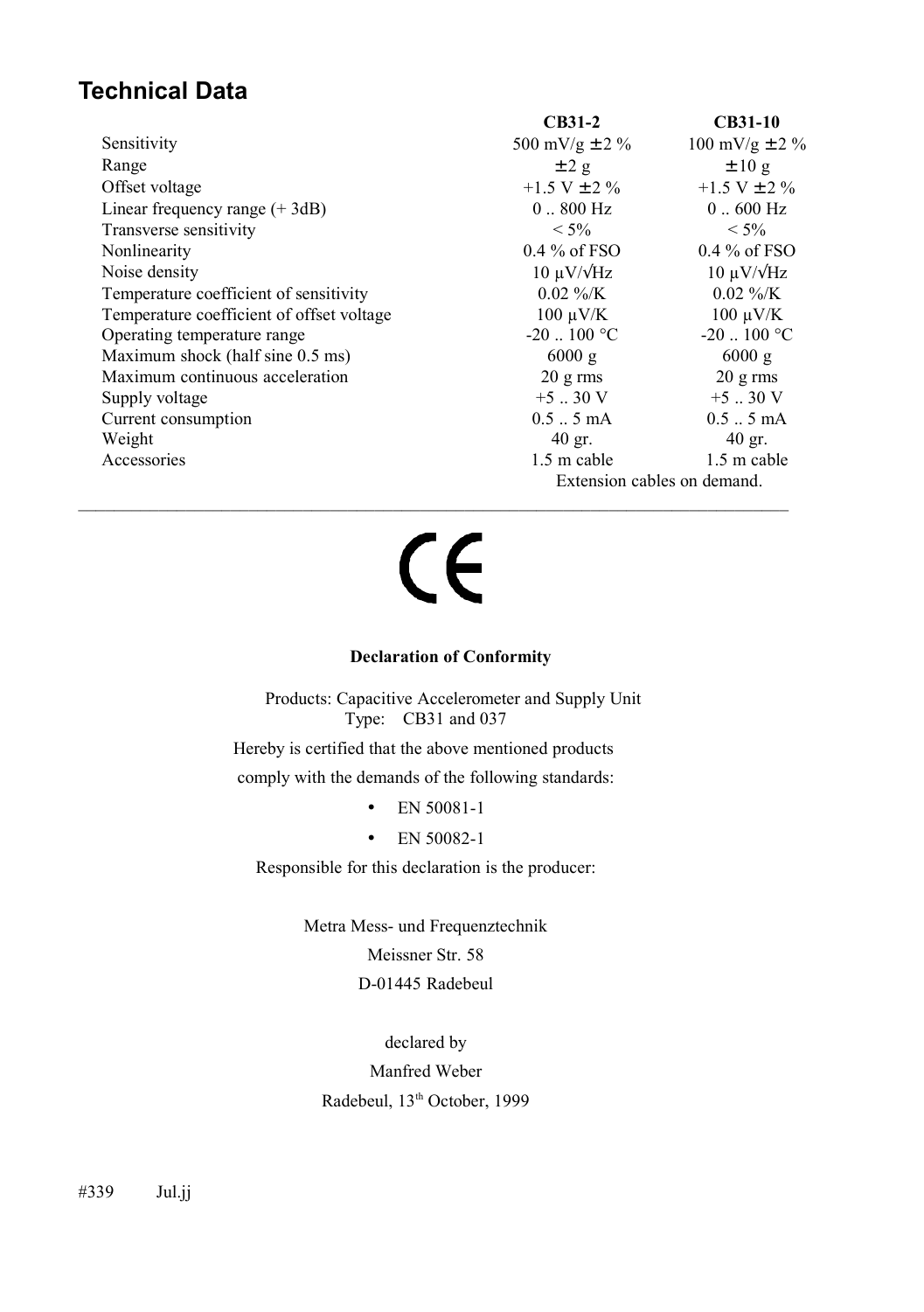## Technical Data

| | CB31-2 | CB31-10 |
|---|---|---|
| Sensitivity | 500 mV/g ± 2 % | 100 mV/g ± 2 % |
| Range | ± 2 g | ± 10 g |
| Offset voltage | +1.5 V ± 2 % | +1.5 V ± 2 % |
| Linear frequency range (+ 3dB) | 0 .. 800 Hz | 0 .. 600 Hz |
| Transverse sensitivity | < 5% | < 5% |
| Nonlinearity | 0.4 % of FSO | 0.4 % of FSO |
| Noise density | 10 µV/√Hz | 10 µV/√Hz |
| Temperature coefficient of sensitivity | 0.02 %/K | 0.02 %/K |
| Temperature coefficient of offset voltage | 100 µV/K | 100 µV/K |
| Operating temperature range | -20 .. 100 °C | -20 .. 100 °C |
| Maximum shock (half sine 0.5 ms) | 6000 g | 6000 g |
| Maximum continuous acceleration | 20 g rms | 20 g rms |
| Supply voltage | +5 .. 30 V | +5 .. 30 V |
| Current consumption | 0.5 .. 5 mA | 0.5 .. 5 mA |
| Weight | 40 gr. | 40 gr. |
| Accessories | 1.5 m cable | 1.5 m cable |

Extension cables on demand.

---

CE

**Declaration of Conformity**

Products: Capacitive Accelerometer and Supply Unit
Type: CB31 and 037

Hereby is certified that the above mentioned products
comply with the demands of the following standards:

- EN 50081-1
- EN 50082-1

Responsible for this declaration is the producer:

Metra Mess- und Frequenztechnik
Meissner Str. 58
D-01445 Radebeul

declared by
Manfred Weber
Radebeul, 13th October, 1999

#339 Jul.jj